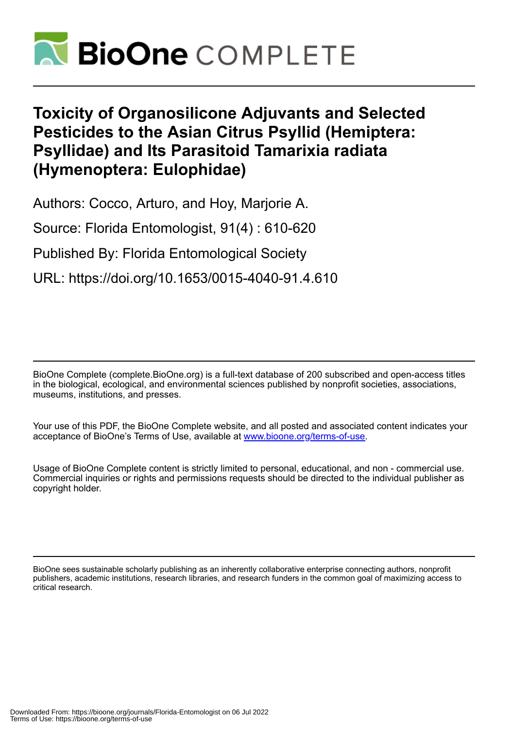# Toxicity of Organosilicone Adjuvants and Selected Pesticides to the Asian Citrus Psyllid (Hemiptera: Psyllidae) and Its Parasitoid Tamarixia radiata (Hymenoptera: Eulophidae)

Authors: Cocco, Arturo, and Hoy, Marjorie A.

Source: Florida Entomologist, 91(4) : 610-620

Published By: Florida Entomological Society

URL: https://doi.org/10.1653/0015-4040-91.4.610

BioOne Complete (complete.BioOne.org) is a full-text database of 200 subscribed and open-access titles in the biological, ecological, and environmental sciences published by nonprofit societies, associations, museums, institutions, and presses.

Your use of this PDF, the BioOne Complete website, and all posted and associated content indicates your acceptance of BioOne's Terms of Use, available at www.bioone.org/terms-of-use.

Usage of BioOne Complete content is strictly limited to personal, educational, and non - commercial use. Commercial inquiries or rights and permissions requests should be directed to the individual publisher as copyright holder.

BioOne sees sustainable scholarly publishing as an inherently collaborative enterprise connecting authors, nonprofit publishers, academic institutions, research libraries, and research funders in the common goal of maximizing access to critical research.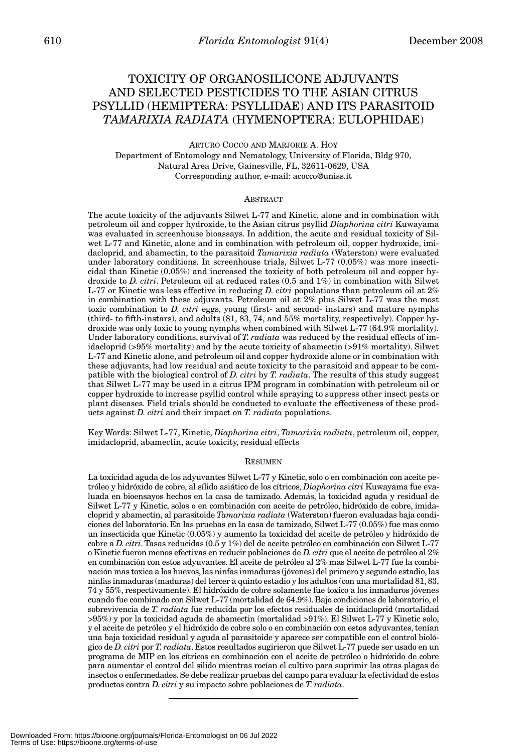# TOXICITY OF ORGANOSILICONE ADJUVANTS AND SELECTED PESTICIDES TO THE ASIAN CITRUS PSYLLID (HEMIPTERA: PSYLLIDAE) AND ITS PARASITOID *TAMARIXIA RADIATA* (HYMENOPTERA: EULOPHIDAE)

ARTURO COCCO AND MARJORIE A. HOY
Department of Entomology and Nematology, University of Florida, Bldg 970,
Natural Area Drive, Gainesville, FL, 32611-0629, USA
Corresponding author, e-mail: acocco@uniss.it

## ABSTRACT

The acute toxicity of the adjuvants Silwet L-77 and Kinetic, alone and in combination with petroleum oil and copper hydroxide, to the Asian citrus psyllid *Diaphorina citri* Kuwayama was evaluated in screenhouse bioassays. In addition, the acute and residual toxicity of Silwet L-77 and Kinetic, alone and in combination with petroleum oil, copper hydroxide, imidacloprid, and abamectin, to the parasitoid *Tamarixia radiata* (Waterston) were evaluated under laboratory conditions. In screenhouse trials, Silwet L-77 (0.05%) was more insecticidal than Kinetic (0.05%) and increased the toxicity of both petroleum oil and copper hydroxide to *D. citri*. Petroleum oil at reduced rates (0.5 and 1%) in combination with Silwet L-77 or Kinetic was less effective in reducing *D. citri* populations than petroleum oil at 2% in combination with these adjuvants. Petroleum oil at 2% plus Silwet L-77 was the most toxic combination to *D. citri* eggs, young (first- and second- instars) and mature nymphs (third- to fifth-instars), and adults (81, 83, 74, and 55% mortality, respectively). Copper hydroxide was only toxic to young nymphs when combined with Silwet L-77 (64.9% mortality). Under laboratory conditions, survival of *T. radiata* was reduced by the residual effects of imidacloprid (>95% mortality) and by the acute toxicity of abamectin (>91% mortality). Silwet L-77 and Kinetic alone, and petroleum oil and copper hydroxide alone or in combination with these adjuvants, had low residual and acute toxicity to the parasitoid and appear to be compatible with the biological control of *D. citri* by *T. radiata*. The results of this study suggest that Silwet L-77 may be used in a citrus IPM program in combination with petroleum oil or copper hydroxide to increase psyllid control while spraying to suppress other insect pests or plant diseases. Field trials should be conducted to evaluate the effectiveness of these products against *D. citri* and their impact on *T. radiata* populations.

Key Words: Silwet L-77, Kinetic, *Diaphorina citri*, *Tamarixia radiata*, petroleum oil, copper, imidacloprid, abamectin, acute toxicity, residual effects

## RESUMEN

La toxicidad aguda de los adyuvantes Silwet L-77 y Kinetic, solo o en combinación con aceite petróleo y hidróxido de cobre, al sílido asiático de los cítricos, *Diaphorina citri* Kuwayama fue evaluada en bioensayos hechos en la casa de tamizado. Además, la toxicidad aguda y residual de Silwet L-77 y Kinetic, solos o en combinación con aceite de petróleo, hidróxido de cobre, imidacloprid y abamectin, al parasitoide *Tamarixia radiata* (Waterston) fueron evaluadas baja condiciones del laboratorio. En las pruebas en la casa de tamizado, Silwet L-77 (0.05%) fue mas como un insecticida que Kinetic (0.05%) y aumento la toxicidad del aceite de petróleo y hidróxido de cobre a *D. citri*. Tasas reducidas (0.5 y 1%) del de aceite petróleo en combinación con Silwet L-77 o Kinetic fueron menos efectivas en reducir poblaciones de *D. citri* que el aceite de petróleo al 2% en combinación con estos adyuvantes. El aceite de petróleo al 2% mas Silwet L-77 fue la combinación mas toxica a los huevos, las ninfas inmaduras (jóvenes) del primero y segundo estadio, las ninfas inmaduras (maduras) del tercer a quinto estadio y los adultos (con una mortalidad 81, 83, 74 y 55%, respectivamente). El hidróxido de cobre solamente fue toxico a los inmaduros jóvenes cuando fue combinado con Silwet L-77 (mortalidad de 64.9%). Bajo condiciones de laboratorio, el sobrevivencia de *T. radiata* fue reducida por los efectos residuales de imidacloprid (mortalidad >95%) y por la toxicidad aguda de abamectin (mortalidad >91%). El Silwet L-77 y Kinetic solo, y el aceite de petróleo y el hidróxido de cobre solo o en combinación con estos adyuvantes, tenían una baja toxicidad residual y aguda al parasitoide y aparece ser compatible con el control biológico de *D. citri* por *T. radiata*. Estos resultados sugirieron que Silwet L-77 puede ser usado en un programa de MIP en los cítricos en combinación con el aceite de petróleo o hidróxido de cobre para aumentar el control del silido mientras rocían el cultivo para suprimir las otras plagas de insectos o enfermedades. Se debe realizar pruebas del campo para evaluar la efectividad de estos productos contra *D. citri* y su impacto sobre poblaciones de *T. radiata*.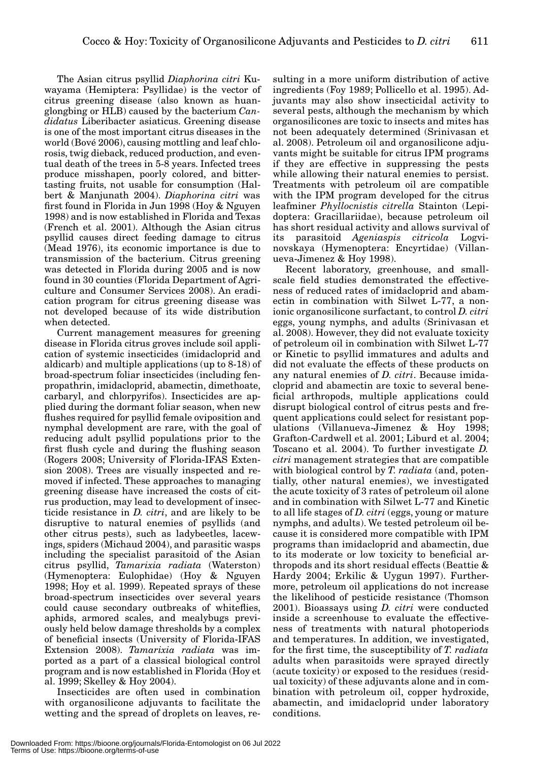The Asian citrus psyllid *Diaphorina citri* Kuwayama (Hemiptera: Psyllidae) is the vector of citrus greening disease (also known as huanglongbing or HLB) caused by the bacterium *Candidatus* Liberibacter asiaticus. Greening disease is one of the most important citrus diseases in the world (Bové 2006), causing mottling and leaf chlorosis, twig dieback, reduced production, and eventual death of the trees in 5-8 years. Infected trees produce misshapen, poorly colored, and bitter-tasting fruits, not usable for consumption (Halbert & Manjunath 2004). *Diaphorina citri* was first found in Florida in Jun 1998 (Hoy & Nguyen 1998) and is now established in Florida and Texas (French et al. 2001). Although the Asian citrus psyllid causes direct feeding damage to citrus (Mead 1976), its economic importance is due to transmission of the bacterium. Citrus greening was detected in Florida during 2005 and is now found in 30 counties (Florida Department of Agriculture and Consumer Services 2008). An eradication program for citrus greening disease was not developed because of its wide distribution when detected.

Current management measures for greening disease in Florida citrus groves include soil application of systemic insecticides (imidacloprid and aldicarb) and multiple applications (up to 8-18) of broad-spectrum foliar insecticides (including fenpropathrin, imidacloprid, abamectin, dimethoate, carbaryl, and chlorpyrifos). Insecticides are applied during the dormant foliar season, when new flushes required for psyllid female oviposition and nymphal development are rare, with the goal of reducing adult psyllid populations prior to the first flush cycle and during the flushing season (Rogers 2008; University of Florida-IFAS Extension 2008). Trees are visually inspected and removed if infected. These approaches to managing greening disease have increased the costs of citrus production, may lead to development of insecticide resistance in *D. citri*, and are likely to be disruptive to natural enemies of psyllids (and other citrus pests), such as ladybeetles, lacewings, spiders (Michaud 2004), and parasitic wasps including the specialist parasitoid of the Asian citrus psyllid, *Tamarixia radiata* (Waterston) (Hymenoptera: Eulophidae) (Hoy & Nguyen 1998; Hoy et al. 1999). Repeated sprays of these broad-spectrum insecticides over several years could cause secondary outbreaks of whiteflies, aphids, armored scales, and mealybugs previously held below damage thresholds by a complex of beneficial insects (University of Florida-IFAS Extension 2008). *Tamarixia radiata* was imported as a part of a classical biological control program and is now established in Florida (Hoy et al. 1999; Skelley & Hoy 2004).

Insecticides are often used in combination with organosilicone adjuvants to facilitate the wetting and the spread of droplets on leaves, resulting in a more uniform distribution of active ingredients (Foy 1989; Pollicello et al. 1995). Adjuvants may also show insecticidal activity to several pests, although the mechanism by which organosilicones are toxic to insects and mites has not been adequately determined (Srinivasan et al. 2008). Petroleum oil and organosilicone adjuvants might be suitable for citrus IPM programs if they are effective in suppressing the pests while allowing their natural enemies to persist. Treatments with petroleum oil are compatible with the IPM program developed for the citrus leafminer *Phyllocnistis citrella* Stainton (Lepidoptera: Gracillariidae), because petroleum oil has short residual activity and allows survival of its parasitoid *Ageniaspis citricola* Logvinovskaya (Hymenoptera: Encyrtidae) (Villanueva-Jimenez & Hoy 1998).

Recent laboratory, greenhouse, and small-scale field studies demonstrated the effectiveness of reduced rates of imidacloprid and abamectin in combination with Silwet L-77, a nonionic organosilicone surfactant, to control *D. citri* eggs, young nymphs, and adults (Srinivasan et al. 2008). However, they did not evaluate toxicity of petroleum oil in combination with Silwet L-77 or Kinetic to psyllid immatures and adults and did not evaluate the effects of these products on any natural enemies of *D. citri*. Because imidacloprid and abamectin are toxic to several beneficial arthropods, multiple applications could disrupt biological control of citrus pests and frequent applications could select for resistant populations (Villanueva-Jimenez & Hoy 1998; Grafton-Cardwell et al. 2001; Liburd et al. 2004; Toscano et al. 2004). To further investigate *D. citri* management strategies that are compatible with biological control by *T. radiata* (and, potentially, other natural enemies), we investigated the acute toxicity of 3 rates of petroleum oil alone and in combination with Silwet L-77 and Kinetic to all life stages of *D. citri* (eggs, young or mature nymphs, and adults). We tested petroleum oil because it is considered more compatible with IPM programs than imidacloprid and abamectin, due to its moderate or low toxicity to beneficial arthropods and its short residual effects (Beattie & Hardy 2004; Erkilic & Uygun 1997). Furthermore, petroleum oil applications do not increase the likelihood of pesticide resistance (Thomson 2001). Bioassays using *D. citri* were conducted inside a screenhouse to evaluate the effectiveness of treatments with natural photoperiods and temperatures. In addition, we investigated, for the first time, the susceptibility of *T. radiata* adults when parasitoids were sprayed directly (acute toxicity) or exposed to the residues (residual toxicity) of these adjuvants alone and in combination with petroleum oil, copper hydroxide, abamectin, and imidacloprid under laboratory conditions.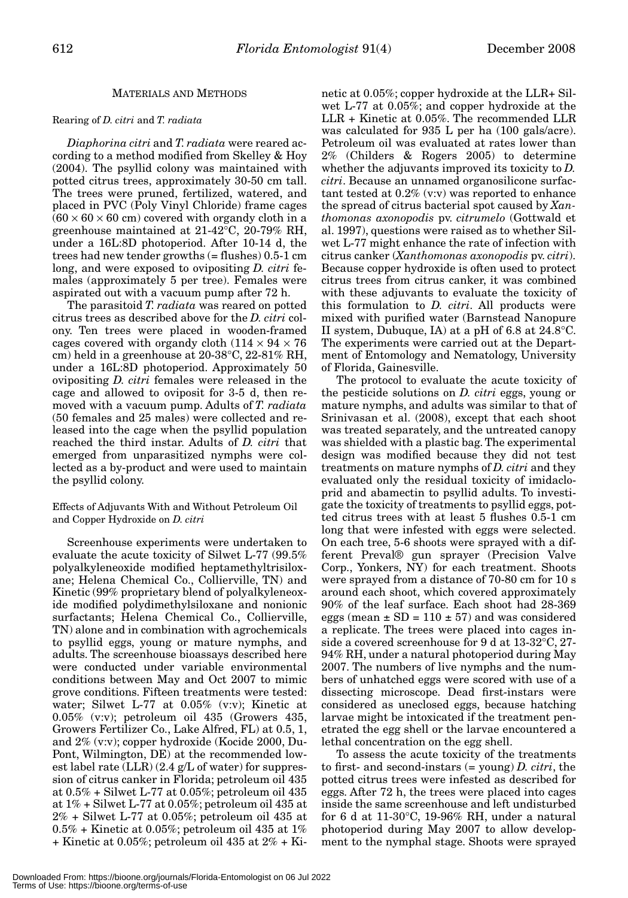## MATERIALS AND METHODS

### Rearing of *D. citri* and *T. radiata*

*Diaphorina citri* and *T. radiata* were reared according to a method modified from Skelley & Hoy (2004). The psyllid colony was maintained with potted citrus trees, approximately 30-50 cm tall. The trees were pruned, fertilized, watered, and placed in PVC (Poly Vinyl Chloride) frame cages ($60 \times 60 \times 60$ cm) covered with organdy cloth in a greenhouse maintained at 21-42°C, 20-79% RH, under a 16L:8D photoperiod. After 10-14 d, the trees had new tender growths (= flushes) 0.5-1 cm long, and were exposed to ovipositing *D. citri* females (approximately 5 per tree). Females were aspirated out with a vacuum pump after 72 h.

The parasitoid *T. radiata* was reared on potted citrus trees as described above for the *D. citri* colony. Ten trees were placed in wooden-framed cages covered with organdy cloth ($114 \times 94 \times 76$ cm) held in a greenhouse at 20-38°C, 22-81% RH, under a 16L:8D photoperiod. Approximately 50 ovipositing *D. citri* females were released in the cage and allowed to oviposit for 3-5 d, then removed with a vacuum pump. Adults of *T. radiata* (50 females and 25 males) were collected and released into the cage when the psyllid population reached the third instar. Adults of *D. citri* that emerged from unparasitized nymphs were collected as a by-product and were used to maintain the psyllid colony.

### Effects of Adjuvants With and Without Petroleum Oil and Copper Hydroxide on *D. citri*

Screenhouse experiments were undertaken to evaluate the acute toxicity of Silwet L-77 (99.5% polyalkyleneoxide modified heptamethyltrisiloxane; Helena Chemical Co., Collierville, TN) and Kinetic (99% proprietary blend of polyalkyleneoxide modified polydimethylsiloxane and nonionic surfactants; Helena Chemical Co., Collierville, TN) alone and in combination with agrochemicals to psyllid eggs, young or mature nymphs, and adults. The screenhouse bioassays described here were conducted under variable environmental conditions between May and Oct 2007 to mimic grove conditions. Fifteen treatments were tested: water; Silwet L-77 at 0.05% (v:v); Kinetic at 0.05% (v:v); petroleum oil 435 (Growers 435, Growers Fertilizer Co., Lake Alfred, FL) at 0.5, 1, and 2% (v:v); copper hydroxide (Kocide 2000, DuPont, Wilmington, DE) at the recommended lowest label rate (LLR) (2.4 g/L of water) for suppression of citrus canker in Florida; petroleum oil 435 at 0.5% + Silwet L-77 at 0.05%; petroleum oil 435 at 1% + Silwet L-77 at 0.05%; petroleum oil 435 at 2% + Silwet L-77 at 0.05%; petroleum oil 435 at 0.5% + Kinetic at 0.05%; petroleum oil 435 at 1% + Kinetic at 0.05%; petroleum oil 435 at 2% + Kinetic at 0.05%; copper hydroxide at the LLR+ Silwet L-77 at 0.05%; and copper hydroxide at the LLR + Kinetic at 0.05%. The recommended LLR was calculated for 935 L per ha (100 gals/acre). Petroleum oil was evaluated at rates lower than 2% (Childers & Rogers 2005) to determine whether the adjuvants improved its toxicity to *D. citri*. Because an unnamed organosilicone surfactant tested at 0.2% (v:v) was reported to enhance the spread of citrus bacterial spot caused by *Xanthomonas axonopodis* pv. *citrumelo* (Gottwald et al. 1997), questions were raised as to whether Silwet L-77 might enhance the rate of infection with citrus canker (*Xanthomonas axonopodis* pv. *citri*). Because copper hydroxide is often used to protect citrus trees from citrus canker, it was combined with these adjuvants to evaluate the toxicity of this formulation to *D. citri*. All products were mixed with purified water (Barnstead Nanopure II system, Dubuque, IA) at a pH of 6.8 at 24.8°C. The experiments were carried out at the Department of Entomology and Nematology, University of Florida, Gainesville.

The protocol to evaluate the acute toxicity of the pesticide solutions on *D. citri* eggs, young or mature nymphs, and adults was similar to that of Srinivasan et al. (2008), except that each shoot was treated separately, and the untreated canopy was shielded with a plastic bag. The experimental design was modified because they did not test treatments on mature nymphs of *D. citri* and they evaluated only the residual toxicity of imidacloprid and abamectin to psyllid adults. To investigate the toxicity of treatments to psyllid eggs, potted citrus trees with at least 5 flushes 0.5-1 cm long that were infested with eggs were selected. On each tree, 5-6 shoots were sprayed with a different Preval® gun sprayer (Precision Valve Corp., Yonkers, NY) for each treatment. Shoots were sprayed from a distance of 70-80 cm for 10 s around each shoot, which covered approximately 90% of the leaf surface. Each shoot had 28-369 eggs (mean ± SD = 110 ± 57) and was considered a replicate. The trees were placed into cages inside a covered screenhouse for 9 d at 13-32°C, 27-94% RH, under a natural photoperiod during May 2007. The numbers of live nymphs and the numbers of unhatched eggs were scored with use of a dissecting microscope. Dead first-instars were considered as uneclosed eggs, because hatching larvae might be intoxicated if the treatment penetrated the egg shell or the larvae encountered a lethal concentration on the egg shell.

To assess the acute toxicity of the treatments to first- and second-instars (= young) *D. citri*, the potted citrus trees were infested as described for eggs. After 72 h, the trees were placed into cages inside the same screenhouse and left undisturbed for 6 d at 11-30°C, 19-96% RH, under a natural photoperiod during May 2007 to allow development to the nymphal stage. Shoots were sprayed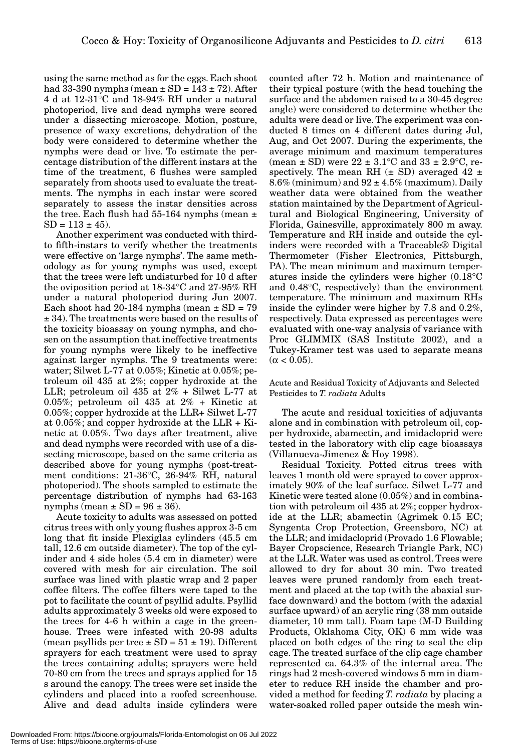using the same method as for the eggs. Each shoot had 33-390 nymphs (mean ± SD = 143 ± 72). After 4 d at 12-31°C and 18-94% RH under a natural photoperiod, live and dead nymphs were scored under a dissecting microscope. Motion, posture, presence of waxy excretions, dehydration of the body were considered to determine whether the nymphs were dead or live. To estimate the percentage distribution of the different instars at the time of the treatment, 6 flushes were sampled separately from shoots used to evaluate the treatments. The nymphs in each instar were scored separately to assess the instar densities across the tree. Each flush had 55-164 nymphs (mean ± SD = 113 ± 45).

Another experiment was conducted with third- to fifth-instars to verify whether the treatments were effective on 'large nymphs'. The same methodology as for young nymphs was used, except that the trees were left undisturbed for 10 d after the oviposition period at 18-34°C and 27-95% RH under a natural photoperiod during Jun 2007. Each shoot had 20-184 nymphs (mean ± SD = 79 ± 34). The treatments were based on the results of the toxicity bioassay on young nymphs, and chosen on the assumption that ineffective treatments for young nymphs were likely to be ineffective against larger nymphs. The 9 treatments were: water; Silwet L-77 at 0.05%; Kinetic at 0.05%; petroleum oil 435 at 2%; copper hydroxide at the LLR; petroleum oil 435 at 2% + Silwet L-77 at 0.05%; petroleum oil 435 at 2% + Kinetic at 0.05%; copper hydroxide at the LLR+ Silwet L-77 at 0.05%; and copper hydroxide at the LLR + Kinetic at 0.05%. Two days after treatment, alive and dead nymphs were recorded with use of a dissecting microscope, based on the same criteria as described above for young nymphs (post-treatment conditions: 21-36°C, 26-94% RH, natural photoperiod). The shoots sampled to estimate the percentage distribution of nymphs had 63-163 nymphs (mean ± SD = 96 ± 36).

Acute toxicity to adults was assessed on potted citrus trees with only young flushes approx 3-5 cm long that fit inside Plexiglas cylinders (45.5 cm tall, 12.6 cm outside diameter). The top of the cylinder and 4 side holes (5.4 cm in diameter) were covered with mesh for air circulation. The soil surface was lined with plastic wrap and 2 paper coffee filters. The coffee filters were taped to the pot to facilitate the count of psyllid adults. Psyllid adults approximately 3 weeks old were exposed to the trees for 4-6 h within a cage in the greenhouse. Trees were infested with 20-98 adults (mean psyllids per tree ± SD = 51 ± 19). Different sprayers for each treatment were used to spray the trees containing adults; sprayers were held 70-80 cm from the trees and sprays applied for 15 s around the canopy. The trees were set inside the cylinders and placed into a roofed screenhouse. Alive and dead adults inside cylinders were counted after 72 h. Motion and maintenance of their typical posture (with the head touching the surface and the abdomen raised to a 30-45 degree angle) were considered to determine whether the adults were dead or live. The experiment was conducted 8 times on 4 different dates during Jul, Aug, and Oct 2007. During the experiments, the average minimum and maximum temperatures (mean ± SD) were 22 ± 3.1°C and 33 ± 2.9°C, respectively. The mean RH (± SD) averaged 42 ± 8.6% (minimum) and 92 ± 4.5% (maximum). Daily weather data were obtained from the weather station maintained by the Department of Agricultural and Biological Engineering, University of Florida, Gainesville, approximately 800 m away. Temperature and RH inside and outside the cylinders were recorded with a Traceable® Digital Thermometer (Fisher Electronics, Pittsburgh, PA). The mean minimum and maximum temperatures inside the cylinders were higher (0.18°C and 0.48°C, respectively) than the environment temperature. The minimum and maximum RHs inside the cylinder were higher by 7.8 and 0.2%, respectively. Data expressed as percentages were evaluated with one-way analysis of variance with Proc GLIMMIX (SAS Institute 2002), and a Tukey-Kramer test was used to separate means ($\alpha < 0.05$).

### Acute and Residual Toxicity of Adjuvants and Selected Pesticides to *T. radiata* Adults

The acute and residual toxicities of adjuvants alone and in combination with petroleum oil, copper hydroxide, abamectin, and imidacloprid were tested in the laboratory with clip cage bioassays (Villanueva-Jimenez & Hoy 1998).

Residual Toxicity. Potted citrus trees with leaves 1 month old were sprayed to cover approximately 90% of the leaf surface. Silwet L-77 and Kinetic were tested alone (0.05%) and in combination with petroleum oil 435 at 2%; copper hydroxide at the LLR; abamectin (Agrimek 0.15 EC; Syngenta Crop Protection, Greensboro, NC) at the LLR; and imidacloprid (Provado 1.6 Flowable; Bayer Cropscience, Research Triangle Park, NC) at the LLR. Water was used as control. Trees were allowed to dry for about 30 min. Two treated leaves were pruned randomly from each treatment and placed at the top (with the abaxial surface downward) and the bottom (with the adaxial surface upward) of an acrylic ring (38 mm outside diameter, 10 mm tall). Foam tape (M-D Building Products, Oklahoma City, OK) 6 mm wide was placed on both edges of the ring to seal the clip cage. The treated surface of the clip cage chamber represented ca. 64.3% of the internal area. The rings had 2 mesh-covered windows 5 mm in diameter to reduce RH inside the chamber and provided a method for feeding *T. radiata* by placing a water-soaked rolled paper outside the mesh win-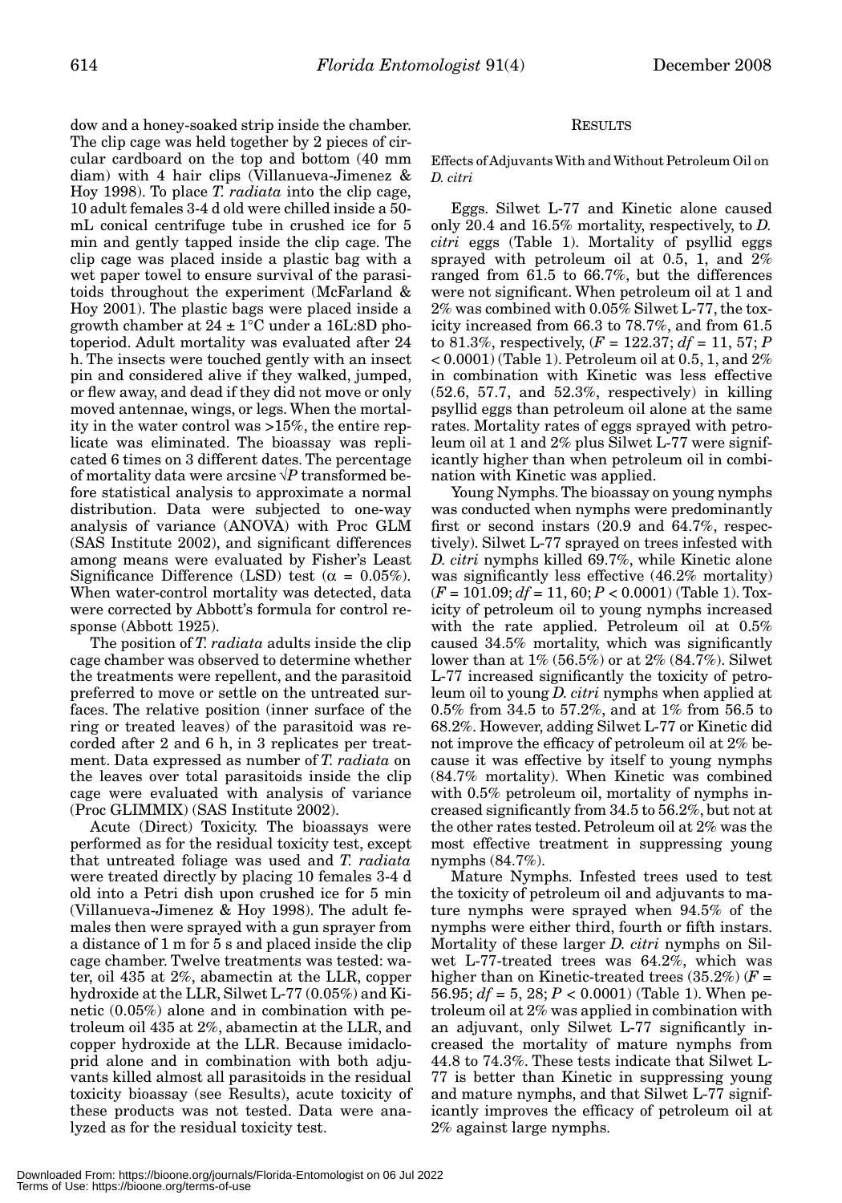dow and a honey-soaked strip inside the chamber. The clip cage was held together by 2 pieces of circular cardboard on the top and bottom (40 mm diam) with 4 hair clips (Villanueva-Jimenez & Hoy 1998). To place *T. radiata* into the clip cage, 10 adult females 3-4 d old were chilled inside a 50-mL conical centrifuge tube in crushed ice for 5 min and gently tapped inside the clip cage. The clip cage was placed inside a plastic bag with a wet paper towel to ensure survival of the parasitoids throughout the experiment (McFarland & Hoy 2001). The plastic bags were placed inside a growth chamber at 24 ± 1°C under a 16L:8D photoperiod. Adult mortality was evaluated after 24 h. The insects were touched gently with an insect pin and considered alive if they walked, jumped, or flew away, and dead if they did not move or only moved antennae, wings, or legs. When the mortality in the water control was >15%, the entire replicate was eliminated. The bioassay was replicated 6 times on 3 different dates. The percentage of mortality data were arcsine $\sqrt{P}$ transformed before statistical analysis to approximate a normal distribution. Data were subjected to one-way analysis of variance (ANOVA) with Proc GLM (SAS Institute 2002), and significant differences among means were evaluated by Fisher's Least Significance Difference (LSD) test ($\alpha$ = 0.05%). When water-control mortality was detected, data were corrected by Abbott's formula for control response (Abbott 1925).

The position of *T. radiata* adults inside the clip cage chamber was observed to determine whether the treatments were repellent, and the parasitoid preferred to move or settle on the untreated surfaces. The relative position (inner surface of the ring or treated leaves) of the parasitoid was recorded after 2 and 6 h, in 3 replicates per treatment. Data expressed as number of *T. radiata* on the leaves over total parasitoids inside the clip cage were evaluated with analysis of variance (Proc GLIMMIX) (SAS Institute 2002).

Acute (Direct) Toxicity. The bioassays were performed as for the residual toxicity test, except that untreated foliage was used and *T. radiata* were treated directly by placing 10 females 3-4 d old into a Petri dish upon crushed ice for 5 min (Villanueva-Jimenez & Hoy 1998). The adult females then were sprayed with a gun sprayer from a distance of 1 m for 5 s and placed inside the clip cage chamber. Twelve treatments was tested: water, oil 435 at 2%, abamectin at the LLR, copper hydroxide at the LLR, Silwet L-77 (0.05%) and Kinetic (0.05%) alone and in combination with petroleum oil 435 at 2%, abamectin at the LLR, and copper hydroxide at the LLR. Because imidacloprid alone and in combination with both adjuvants killed almost all parasitoids in the residual toxicity bioassay (see Results), acute toxicity of these products was not tested. Data were analyzed as for the residual toxicity test.

## Results

### Effects of Adjuvants With and Without Petroleum Oil on *D. citri*

Eggs. Silwet L-77 and Kinetic alone caused only 20.4 and 16.5% mortality, respectively, to *D. citri* eggs (Table 1). Mortality of psyllid eggs sprayed with petroleum oil at 0.5, 1, and 2% ranged from 61.5 to 66.7%, but the differences were not significant. When petroleum oil at 1 and 2% was combined with 0.05% Silwet L-77, the toxicity increased from 66.3 to 78.7%, and from 61.5 to 81.3%, respectively, ($F$ = 122.37; $df$ = 11, 57; $P$ < 0.0001) (Table 1). Petroleum oil at 0.5, 1, and 2% in combination with Kinetic was less effective (52.6, 57.7, and 52.3%, respectively) in killing psyllid eggs than petroleum oil alone at the same rates. Mortality rates of eggs sprayed with petroleum oil at 1 and 2% plus Silwet L-77 were significantly higher than when petroleum oil in combination with Kinetic was applied.

Young Nymphs. The bioassay on young nymphs was conducted when nymphs were predominantly first or second instars (20.9 and 64.7%, respectively). Silwet L-77 sprayed on trees infested with *D. citri* nymphs killed 69.7%, while Kinetic alone was significantly less effective (46.2% mortality) ($F$ = 101.09; $df$ = 11, 60; $P$ < 0.0001) (Table 1). Toxicity of petroleum oil to young nymphs increased with the rate applied. Petroleum oil at 0.5% caused 34.5% mortality, which was significantly lower than at 1% (56.5%) or at 2% (84.7%). Silwet L-77 increased significantly the toxicity of petroleum oil to young *D. citri* nymphs when applied at 0.5% from 34.5 to 57.2%, and at 1% from 56.5 to 68.2%. However, adding Silwet L-77 or Kinetic did not improve the efficacy of petroleum oil at 2% because it was effective by itself to young nymphs (84.7% mortality). When Kinetic was combined with 0.5% petroleum oil, mortality of nymphs increased significantly from 34.5 to 56.2%, but not at the other rates tested. Petroleum oil at 2% was the most effective treatment in suppressing young nymphs (84.7%).

Mature Nymphs. Infested trees used to test the toxicity of petroleum oil and adjuvants to mature nymphs were sprayed when 94.5% of the nymphs were either third, fourth or fifth instars. Mortality of these larger *D. citri* nymphs on Silwet L-77-treated trees was 64.2%, which was higher than on Kinetic-treated trees (35.2%) ($F$ = 56.95; $df$ = 5, 28; $P$ < 0.0001) (Table 1). When petroleum oil at 2% was applied in combination with an adjuvant, only Silwet L-77 significantly increased the mortality of mature nymphs from 44.8 to 74.3%. These tests indicate that Silwet L-77 is better than Kinetic in suppressing young and mature nymphs, and that Silwet L-77 significantly improves the efficacy of petroleum oil at 2% against large nymphs.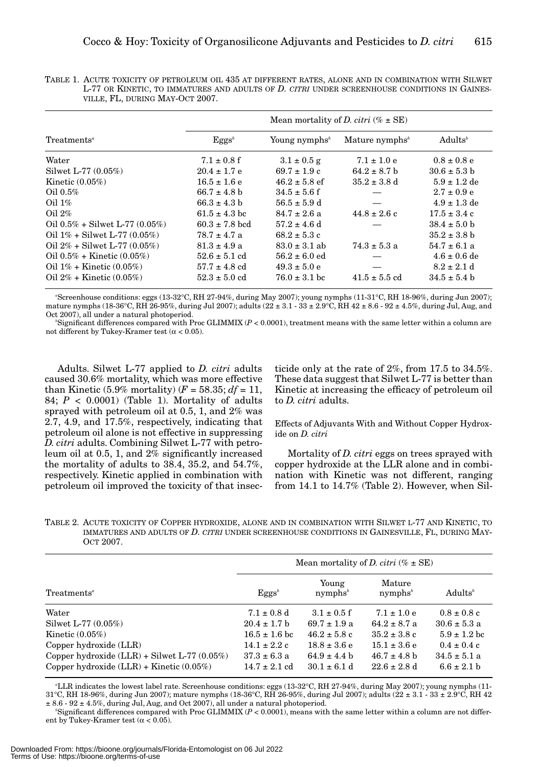TABLE 1. ACUTE TOXICITY OF PETROLEUM OIL 435 AT DIFFERENT RATES, ALONE AND IN COMBINATION WITH SILWET L-77 OR KINETIC, TO IMMATURES AND ADULTS OF *D. CITRI* UNDER SCREENHOUSE CONDITIONS IN GAINESVILLE, FL, DURING MAY-OCT 2007.

| Treatments[a] | Mean mortality of *D. citri* (% ± SE) | | | |
|---|---|---|---|---|
| | Eggs[b] | Young nymphs[b] | Mature nymphs[b] | Adults[b] |
| Water | 7.1 ± 0.8 f | 3.1 ± 0.5 g | 7.1 ± 1.0 e | 0.8 ± 0.8 e |
| Silwet L-77 (0.05%) | 20.4 ± 1.7 e | 69.7 ± 1.9 c | 64.2 ± 8.7 b | 30.6 ± 5.3 b |
| Kinetic (0.05%) | 16.5 ± 1.6 e | 46.2 ± 5.8 ef | 35.2 ± 3.8 d | 5.9 ± 1.2 de |
| Oil 0.5% | 66.7 ± 4.8 b | 34.5 ± 5.6 f | — | 2.7 ± 0.9 e |
| Oil 1% | 66.3 ± 4.3 b | 56.5 ± 5.9 d | — | 4.9 ± 1.3 de |
| Oil 2% | 61.5 ± 4.3 bc | 84.7 ± 2.6 a | 44.8 ± 2.6 c | 17.5 ± 3.4 c |
| Oil 0.5% + Silwet L-77 (0.05%) | 60.3 ± 7.8 bcd | 57.2 ± 4.6 d | — | 38.4 ± 5.0 b |
| Oil 1% + Silwet L-77 (0.05%) | 78.7 ± 4.7 a | 68.2 ± 5.3 c | | 35.2 ± 3.8 b |
| Oil 2% + Silwet L-77 (0.05%) | 81.3 ± 4.9 a | 83.0 ± 3.1 ab | 74.3 ± 5.3 a | 54.7 ± 6.1 a |
| Oil 0.5% + Kinetic (0.05%) | 52.6 ± 5.1 cd | 56.2 ± 6.0 ed | — | 4.6 ± 0.6 de |
| Oil 1% + Kinetic (0.05%) | 57.7 ± 4.8 cd | 49.3 ± 5.0 e | — | 8.2 ± 2.1 d |
| Oil 2% + Kinetic (0.05%) | 52.3 ± 5.0 cd | 76.0 ± 3.1 bc | 41.5 ± 5.5 cd | 34.5 ± 5.4 b |

[a]Screenhouse conditions: eggs (13-32°C, RH 27-94%, during May 2007); young nymphs (11-31°C, RH 18-96%, during Jun 2007); mature nymphs (18-36°C, RH 26-95%, during Jul 2007); adults (22 ± 3.1 - 33 ± 2.9°C, RH 42 ± 8.6 - 92 ± 4.5%, during Jul, Aug, and Oct 2007), all under a natural photoperiod.

[b]Significant differences compared with Proc GLIMMIX ($P < 0.0001$), treatment means with the same letter within a column are not different by Tukey-Kramer test ($\alpha < 0.05$).

Adults. Silwet L-77 applied to *D. citri* adults caused 30.6% mortality, which was more effective than Kinetic (5.9% mortality) ($F = 58.35$; $df = 11, 84$; $P < 0.0001$) (Table 1). Mortality of adults sprayed with petroleum oil at 0.5, 1, and 2% was 2.7, 4.9, and 17.5%, respectively, indicating that petroleum oil alone is not effective in suppressing *D. citri* adults. Combining Silwet L-77 with petroleum oil at 0.5, 1, and 2% significantly increased the mortality of adults to 38.4, 35.2, and 54.7%, respectively. Kinetic applied in combination with petroleum oil improved the toxicity of that insecticide only at the rate of 2%, from 17.5 to 34.5%. These data suggest that Silwet L-77 is better than Kinetic at increasing the efficacy of petroleum oil to *D. citri* adults.

Effects of Adjuvants With and Without Copper Hydroxide on *D. citri*

Mortality of *D. citri* eggs on trees sprayed with copper hydroxide at the LLR alone and in combination with Kinetic was not different, ranging from 14.1 to 14.7% (Table 2). However, when Sil-

TABLE 2. ACUTE TOXICITY OF COPPER HYDROXIDE, ALONE AND IN COMBINATION WITH SILWET L-77 AND KINETIC, TO IMMATURES AND ADULTS OF *D. CITRI* UNDER SCREENHOUSE CONDITIONS IN GAINESVILLE, FL, DURING MAY-OCT 2007.

| Treatments[a] | Mean mortality of *D. citri* (% ± SE) | | | |
|---|---|---|---|---|
| | Eggs[b] | Young nymphs[b] | Mature nymphs[b] | Adults[b] |
| Water | 7.1 ± 0.8 d | 3.1 ± 0.5 f | 7.1 ± 1.0 e | 0.8 ± 0.8 c |
| Silwet L-77 (0.05%) | 20.4 ± 1.7 b | 69.7 ± 1.9 a | 64.2 ± 8.7 a | 30.6 ± 5.3 a |
| Kinetic (0.05%) | 16.5 ± 1.6 bc | 46.2 ± 5.8 c | 35.2 ± 3.8 c | 5.9 ± 1.2 bc |
| Copper hydroxide (LLR) | 14.1 ± 2.2 c | 18.8 ± 3.6 e | 15.1 ± 3.6 e | 0.4 ± 0.4 c |
| Copper hydroxide (LLR) + Silwet L-77 (0.05%) | 37.3 ± 6.3 a | 64.9 ± 4.4 b | 46.7 ± 4.8 b | 34.5 ± 5.1 a |
| Copper hydroxide (LLR) + Kinetic (0.05%) | 14.7 ± 2.1 cd | 30.1 ± 6.1 d | 22.6 ± 2.8 d | 6.6 ± 2.1 b |

[a]LLR indicates the lowest label rate. Screenhouse conditions: eggs (13-32°C, RH 27-94%, during May 2007); young nymphs (11-31°C, RH 18-96%, during Jun 2007); mature nymphs (18-36°C, RH 26-95%, during Jul 2007); adults (22 ± 3.1 - 33 ± 2.9°C, RH 42 ± 8.6 - 92 ± 4.5%, during Jul, Aug, and Oct 2007), all under a natural photoperiod.

[b]Significant differences compared with Proc GLIMMIX ($P < 0.0001$), means with the same letter within a column are not different by Tukey-Kramer test ($\alpha < 0.05$).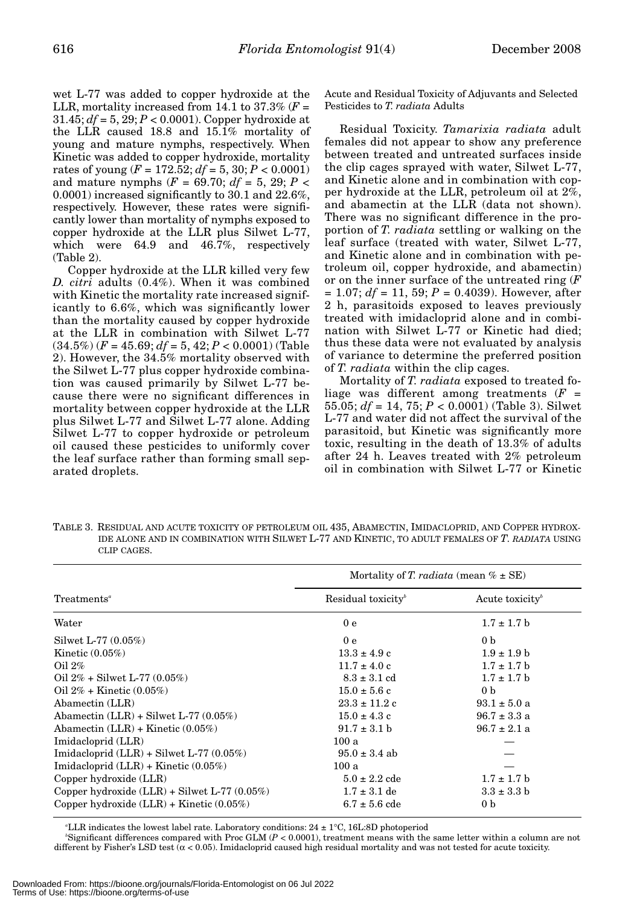wet L-77 was added to copper hydroxide at the LLR, mortality increased from 14.1 to 37.3% ($F$ = 31.45; $df$ = 5, 29; $P$ < 0.0001). Copper hydroxide at the LLR caused 18.8 and 15.1% mortality of young and mature nymphs, respectively. When Kinetic was added to copper hydroxide, mortality rates of young ($F$ = 172.52; $df$ = 5, 30; $P$ < 0.0001) and mature nymphs ($F$ = 69.70; $df$ = 5, 29; $P$ < 0.0001) increased significantly to 30.1 and 22.6%, respectively. However, these rates were significantly lower than mortality of nymphs exposed to copper hydroxide at the LLR plus Silwet L-77, which were 64.9 and 46.7%, respectively (Table 2).

Copper hydroxide at the LLR killed very few *D. citri* adults (0.4%). When it was combined with Kinetic the mortality rate increased significantly to 6.6%, which was significantly lower than the mortality caused by copper hydroxide at the LLR in combination with Silwet L-77 (34.5%) ($F$ = 45.69; $df$ = 5, 42; $P$ < 0.0001) (Table 2). However, the 34.5% mortality observed with the Silwet L-77 plus copper hydroxide combination was caused primarily by Silwet L-77 because there were no significant differences in mortality between copper hydroxide at the LLR plus Silwet L-77 and Silwet L-77 alone. Adding Silwet L-77 to copper hydroxide or petroleum oil caused these pesticides to uniformly cover the leaf surface rather than forming small separated droplets.

Acute and Residual Toxicity of Adjuvants and Selected Pesticides to *T. radiata* Adults

Residual Toxicity. *Tamarixia radiata* adult females did not appear to show any preference between treated and untreated surfaces inside the clip cages sprayed with water, Silwet L-77, and Kinetic alone and in combination with copper hydroxide at the LLR, petroleum oil at 2%, and abamectin at the LLR (data not shown). There was no significant difference in the proportion of *T. radiata* settling or walking on the leaf surface (treated with water, Silwet L-77, and Kinetic alone and in combination with petroleum oil, copper hydroxide, and abamectin) or on the inner surface of the untreated ring ($F$ = 1.07; $df$ = 11, 59; $P$ = 0.4039). However, after 2 h, parasitoids exposed to leaves previously treated with imidacloprid alone and in combination with Silwet L-77 or Kinetic had died; thus these data were not evaluated by analysis of variance to determine the preferred position of *T. radiata* within the clip cages.

Mortality of *T. radiata* exposed to treated foliage was different among treatments ($F$ = 55.05; $df$ = 14, 75; $P$ < 0.0001) (Table 3). Silwet L-77 and water did not affect the survival of the parasitoid, but Kinetic was significantly more toxic, resulting in the death of 13.3% of adults after 24 h. Leaves treated with 2% petroleum oil in combination with Silwet L-77 or Kinetic

TABLE 3. RESIDUAL AND ACUTE TOXICITY OF PETROLEUM OIL 435, ABAMECTIN, IMIDACLOPRID, AND COPPER HYDROXIDE ALONE AND IN COMBINATION WITH SILWET L-77 AND KINETIC, TO ADULT FEMALES OF *T. RADIATA* USING CLIP CAGES.

| Treatments[a] | Mortality of *T. radiata* (mean % ± SE) | |
|---|---|---|
| | Residual toxicity[b] | Acute toxicity[b] |
| Water | 0 e | 1.7 ± 1.7 b |
| Silwet L-77 (0.05%) | 0 e | 0 b |
| Kinetic (0.05%) | 13.3 ± 4.9 c | 1.9 ± 1.9 b |
| Oil 2% | 11.7 ± 4.0 c | 1.7 ± 1.7 b |
| Oil 2% + Silwet L-77 (0.05%) | 8.3 ± 3.1 cd | 1.7 ± 1.7 b |
| Oil 2% + Kinetic (0.05%) | 15.0 ± 5.6 c | 0 b |
| Abamectin (LLR) | 23.3 ± 11.2 c | 93.1 ± 5.0 a |
| Abamectin (LLR) + Silwet L-77 (0.05%) | 15.0 ± 4.3 c | 96.7 ± 3.3 a |
| Abamectin (LLR) + Kinetic (0.05%) | 91.7 ± 3.1 b | 96.7 ± 2.1 a |
| Imidacloprid (LLR) | 100 a | — |
| Imidacloprid (LLR) + Silwet L-77 (0.05%) | 95.0 ± 3.4 ab | — |
| Imidacloprid (LLR) + Kinetic (0.05%) | 100 a | — |
| Copper hydroxide (LLR) | 5.0 ± 2.2 cde | 1.7 ± 1.7 b |
| Copper hydroxide (LLR) + Silwet L-77 (0.05%) | 1.7 ± 3.1 de | 3.3 ± 3.3 b |
| Copper hydroxide (LLR) + Kinetic (0.05%) | 6.7 ± 5.6 cde | 0 b |

[a]LLR indicates the lowest label rate. Laboratory conditions: 24 ± 1°C, 16L:8D photoperiod

[b]Significant differences compared with Proc GLM ($P$ < 0.0001), treatment means with the same letter within a column are not different by Fisher's LSD test ($\alpha$ < 0.05). Imidacloprid caused high residual mortality and was not tested for acute toxicity.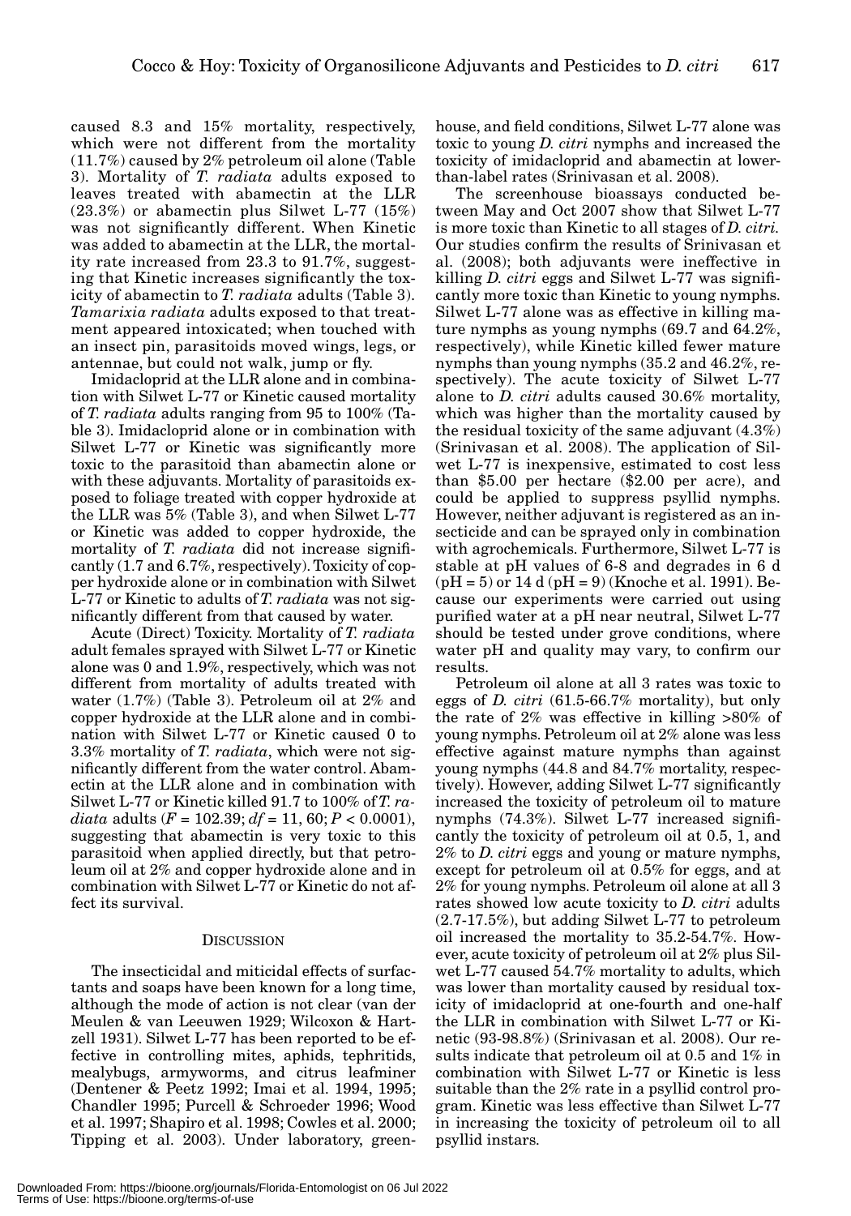caused 8.3 and 15% mortality, respectively, which were not different from the mortality (11.7%) caused by 2% petroleum oil alone (Table 3). Mortality of *T. radiata* adults exposed to leaves treated with abamectin at the LLR (23.3%) or abamectin plus Silwet L-77 (15%) was not significantly different. When Kinetic was added to abamectin at the LLR, the mortality rate increased from 23.3 to 91.7%, suggesting that Kinetic increases significantly the toxicity of abamectin to *T. radiata* adults (Table 3). *Tamarixia radiata* adults exposed to that treatment appeared intoxicated; when touched with an insect pin, parasitoids moved wings, legs, or antennae, but could not walk, jump or fly.

Imidacloprid at the LLR alone and in combination with Silwet L-77 or Kinetic caused mortality of *T. radiata* adults ranging from 95 to 100% (Table 3). Imidacloprid alone or in combination with Silwet L-77 or Kinetic was significantly more toxic to the parasitoid than abamectin alone or with these adjuvants. Mortality of parasitoids exposed to foliage treated with copper hydroxide at the LLR was 5% (Table 3), and when Silwet L-77 or Kinetic was added to copper hydroxide, the mortality of *T. radiata* did not increase significantly (1.7 and 6.7%, respectively). Toxicity of copper hydroxide alone or in combination with Silwet L-77 or Kinetic to adults of *T. radiata* was not significantly different from that caused by water.

Acute (Direct) Toxicity. Mortality of *T. radiata* adult females sprayed with Silwet L-77 or Kinetic alone was 0 and 1.9%, respectively, which was not different from mortality of adults treated with water (1.7%) (Table 3). Petroleum oil at 2% and copper hydroxide at the LLR alone and in combination with Silwet L-77 or Kinetic caused 0 to 3.3% mortality of *T. radiata*, which were not significantly different from the water control. Abamectin at the LLR alone and in combination with Silwet L-77 or Kinetic killed 91.7 to 100% of *T. radiata* adults ($F = 102.39$; $df = 11, 60$; $P < 0.0001$), suggesting that abamectin is very toxic to this parasitoid when applied directly, but that petroleum oil at 2% and copper hydroxide alone and in combination with Silwet L-77 or Kinetic do not affect its survival.

## Discussion

The insecticidal and miticidal effects of surfactants and soaps have been known for a long time, although the mode of action is not clear (van der Meulen & van Leeuwen 1929; Wilcoxon & Hartzell 1931). Silwet L-77 has been reported to be effective in controlling mites, aphids, tephritids, mealybugs, armyworms, and citrus leafminer (Dentener & Peetz 1992; Imai et al. 1994, 1995; Chandler 1995; Purcell & Schroeder 1996; Wood et al. 1997; Shapiro et al. 1998; Cowles et al. 2000; Tipping et al. 2003). Under laboratory, greenhouse, and field conditions, Silwet L-77 alone was toxic to young *D. citri* nymphs and increased the toxicity of imidacloprid and abamectin at lower-than-label rates (Srinivasan et al. 2008).

The screenhouse bioassays conducted between May and Oct 2007 show that Silwet L-77 is more toxic than Kinetic to all stages of *D. citri*. Our studies confirm the results of Srinivasan et al. (2008); both adjuvants were ineffective in killing *D. citri* eggs and Silwet L-77 was significantly more toxic than Kinetic to young nymphs. Silwet L-77 alone was as effective in killing mature nymphs as young nymphs (69.7 and 64.2%, respectively), while Kinetic killed fewer mature nymphs than young nymphs (35.2 and 46.2%, respectively). The acute toxicity of Silwet L-77 alone to *D. citri* adults caused 30.6% mortality, which was higher than the mortality caused by the residual toxicity of the same adjuvant (4.3%) (Srinivasan et al. 2008). The application of Silwet L-77 is inexpensive, estimated to cost less than \$5.00 per hectare (\$2.00 per acre), and could be applied to suppress psyllid nymphs. However, neither adjuvant is registered as an insecticide and can be sprayed only in combination with agrochemicals. Furthermore, Silwet L-77 is stable at pH values of 6-8 and degrades in 6 d (pH = 5) or 14 d (pH = 9) (Knoche et al. 1991). Because our experiments were carried out using purified water at a pH near neutral, Silwet L-77 should be tested under grove conditions, where water pH and quality may vary, to confirm our results.

Petroleum oil alone at all 3 rates was toxic to eggs of *D. citri* (61.5-66.7% mortality), but only the rate of 2% was effective in killing >80% of young nymphs. Petroleum oil at 2% alone was less effective against mature nymphs than against young nymphs (44.8 and 84.7% mortality, respectively). However, adding Silwet L-77 significantly increased the toxicity of petroleum oil to mature nymphs (74.3%). Silwet L-77 increased significantly the toxicity of petroleum oil at 0.5, 1, and 2% to *D. citri* eggs and young or mature nymphs, except for petroleum oil at 0.5% for eggs, and at 2% for young nymphs. Petroleum oil alone at all 3 rates showed low acute toxicity to *D. citri* adults (2.7-17.5%), but adding Silwet L-77 to petroleum oil increased the mortality to 35.2-54.7%. However, acute toxicity of petroleum oil at 2% plus Silwet L-77 caused 54.7% mortality to adults, which was lower than mortality caused by residual toxicity of imidacloprid at one-fourth and one-half the LLR in combination with Silwet L-77 or Kinetic (93-98.8%) (Srinivasan et al. 2008). Our results indicate that petroleum oil at 0.5 and 1% in combination with Silwet L-77 or Kinetic is less suitable than the 2% rate in a psyllid control program. Kinetic was less effective than Silwet L-77 in increasing the toxicity of petroleum oil to all psyllid instars.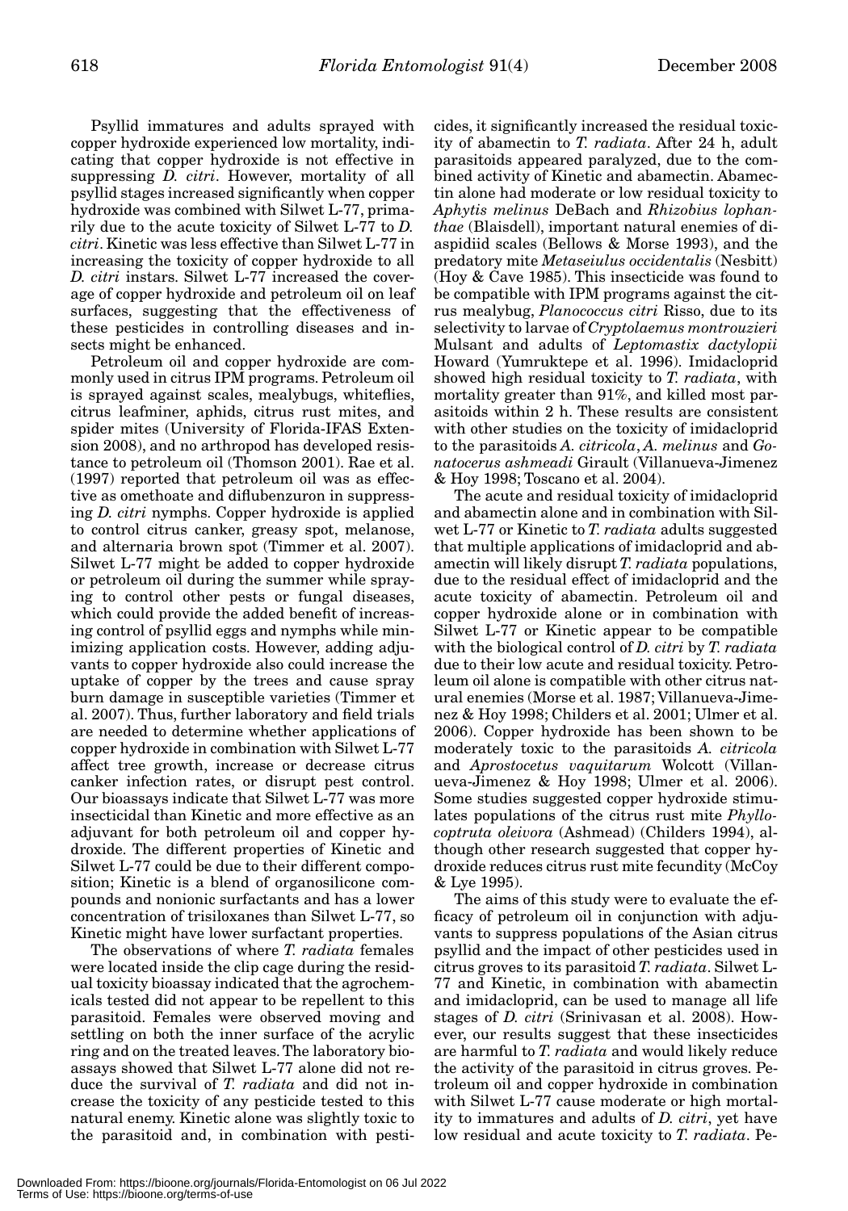Psyllid immatures and adults sprayed with copper hydroxide experienced low mortality, indicating that copper hydroxide is not effective in suppressing *D. citri*. However, mortality of all psyllid stages increased significantly when copper hydroxide was combined with Silwet L-77, primarily due to the acute toxicity of Silwet L-77 to *D. citri*. Kinetic was less effective than Silwet L-77 in increasing the toxicity of copper hydroxide to all *D. citri* instars. Silwet L-77 increased the coverage of copper hydroxide and petroleum oil on leaf surfaces, suggesting that the effectiveness of these pesticides in controlling diseases and insects might be enhanced.

Petroleum oil and copper hydroxide are commonly used in citrus IPM programs. Petroleum oil is sprayed against scales, mealybugs, whiteflies, citrus leafminer, aphids, citrus rust mites, and spider mites (University of Florida-IFAS Extension 2008), and no arthropod has developed resistance to petroleum oil (Thomson 2001). Rae et al. (1997) reported that petroleum oil was as effective as omethoate and diflubenzuron in suppressing *D. citri* nymphs. Copper hydroxide is applied to control citrus canker, greasy spot, melanose, and alternaria brown spot (Timmer et al. 2007). Silwet L-77 might be added to copper hydroxide or petroleum oil during the summer while spraying to control other pests or fungal diseases, which could provide the added benefit of increasing control of psyllid eggs and nymphs while minimizing application costs. However, adding adjuvants to copper hydroxide also could increase the uptake of copper by the trees and cause spray burn damage in susceptible varieties (Timmer et al. 2007). Thus, further laboratory and field trials are needed to determine whether applications of copper hydroxide in combination with Silwet L-77 affect tree growth, increase or decrease citrus canker infection rates, or disrupt pest control. Our bioassays indicate that Silwet L-77 was more insecticidal than Kinetic and more effective as an adjuvant for both petroleum oil and copper hydroxide. The different properties of Kinetic and Silwet L-77 could be due to their different composition; Kinetic is a blend of organosilicone compounds and nonionic surfactants and has a lower concentration of trisiloxanes than Silwet L-77, so Kinetic might have lower surfactant properties.

The observations of where *T. radiata* females were located inside the clip cage during the residual toxicity bioassay indicated that the agrochemicals tested did not appear to be repellent to this parasitoid. Females were observed moving and settling on both the inner surface of the acrylic ring and on the treated leaves. The laboratory bioassays showed that Silwet L-77 alone did not reduce the survival of *T. radiata* and did not increase the toxicity of any pesticide tested to this natural enemy. Kinetic alone was slightly toxic to the parasitoid and, in combination with pesticides, it significantly increased the residual toxicity of abamectin to *T. radiata*. After 24 h, adult parasitoids appeared paralyzed, due to the combined activity of Kinetic and abamectin. Abamectin alone had moderate or low residual toxicity to *Aphytis melinus* DeBach and *Rhizobius lophanthae* (Blaisdell), important natural enemies of diaspidiid scales (Bellows & Morse 1993), and the predatory mite *Metaseiulus occidentalis* (Nesbitt) (Hoy & Cave 1985). This insecticide was found to be compatible with IPM programs against the citrus mealybug, *Planococcus citri* Risso, due to its selectivity to larvae of *Cryptolaemus montrouzieri* Mulsant and adults of *Leptomastix dactylopii* Howard (Yumruktepe et al. 1996). Imidacloprid showed high residual toxicity to *T. radiata*, with mortality greater than 91%, and killed most parasitoids within 2 h. These results are consistent with other studies on the toxicity of imidacloprid to the parasitoids *A. citricola*, *A. melinus* and *Gonatocerus ashmeadi* Girault (Villanueva-Jimenez & Hoy 1998; Toscano et al. 2004).

The acute and residual toxicity of imidacloprid and abamectin alone and in combination with Silwet L-77 or Kinetic to *T. radiata* adults suggested that multiple applications of imidacloprid and abamectin will likely disrupt *T. radiata* populations, due to the residual effect of imidacloprid and the acute toxicity of abamectin. Petroleum oil and copper hydroxide alone or in combination with Silwet L-77 or Kinetic appear to be compatible with the biological control of *D. citri* by *T. radiata* due to their low acute and residual toxicity. Petroleum oil alone is compatible with other citrus natural enemies (Morse et al. 1987; Villanueva-Jimenez & Hoy 1998; Childers et al. 2001; Ulmer et al. 2006). Copper hydroxide has been shown to be moderately toxic to the parasitoids *A. citricola* and *Aprostocetus vaquitarum* Wolcott (Villanueva-Jimenez & Hoy 1998; Ulmer et al. 2006). Some studies suggested copper hydroxide stimulates populations of the citrus rust mite *Phyllocoptruta oleivora* (Ashmead) (Childers 1994), although other research suggested that copper hydroxide reduces citrus rust mite fecundity (McCoy & Lye 1995).

The aims of this study were to evaluate the efficacy of petroleum oil in conjunction with adjuvants to suppress populations of the Asian citrus psyllid and the impact of other pesticides used in citrus groves to its parasitoid *T. radiata*. Silwet L-77 and Kinetic, in combination with abamectin and imidacloprid, can be used to manage all life stages of *D. citri* (Srinivasan et al. 2008). However, our results suggest that these insecticides are harmful to *T. radiata* and would likely reduce the activity of the parasitoid in citrus groves. Petroleum oil and copper hydroxide in combination with Silwet L-77 cause moderate or high mortality to immatures and adults of *D. citri*, yet have low residual and acute toxicity to *T. radiata*. Pe-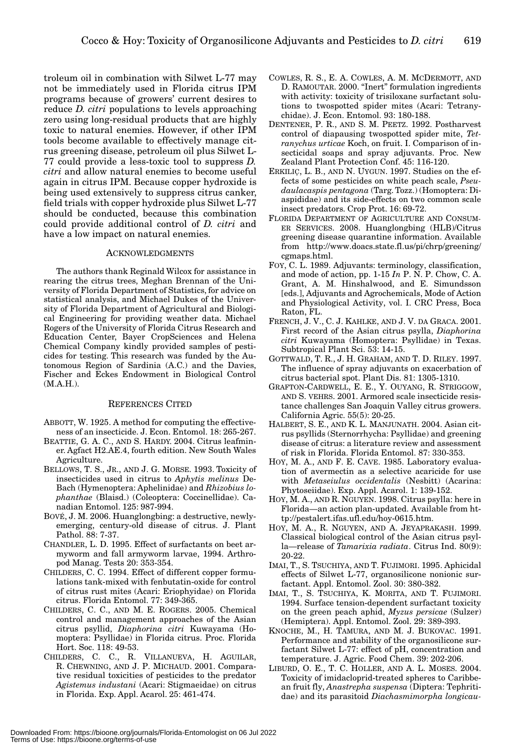troleum oil in combination with Silwet L-77 may not be immediately used in Florida citrus IPM programs because of growers' current desires to reduce *D. citri* populations to levels approaching zero using long-residual products that are highly toxic to natural enemies. However, if other IPM tools become available to effectively manage citrus greening disease, petroleum oil plus Silwet L-77 could provide a less-toxic tool to suppress *D. citri* and allow natural enemies to become useful again in citrus IPM. Because copper hydroxide is being used extensively to suppress citrus canker, field trials with copper hydroxide plus Silwet L-77 should be conducted, because this combination could provide additional control of *D. citri* and have a low impact on natural enemies.

## ACKNOWLEDGMENTS

The authors thank Reginald Wilcox for assistance in rearing the citrus trees, Meghan Brennan of the University of Florida Department of Statistics, for advice on statistical analysis, and Michael Dukes of the University of Florida Department of Agricultural and Biological Engineering for providing weather data. Michael Rogers of the University of Florida Citrus Research and Education Center, Bayer CropSciences and Helena Chemical Company kindly provided samples of pesticides for testing. This research was funded by the Autonomous Region of Sardinia (A.C.) and the Davies, Fischer and Eckes Endowment in Biological Control (M.A.H.).

## REFERENCES CITED

ABBOTT, W. 1925. A method for computing the effectiveness of an insecticide. J. Econ. Entomol. 18: 265-267.

BEATTIE, G. A. C., AND S. HARDY. 2004. Citrus leafminer. Agfact H2.AE.4, fourth edition. New South Wales Agriculture.

BELLOWS, T. S., JR., AND J. G. MORSE. 1993. Toxicity of insecticides used in citrus to *Aphytis melinus* DeBach (Hymenoptera: Aphelinidae) and *Rhizobius lophanthae* (Blaisd.) (Coleoptera: Coccinellidae). Canadian Entomol. 125: 987-994.

BOVÉ, J. M. 2006. Huanglongbing: a destructive, newly-emerging, century-old disease of citrus. J. Plant Pathol. 88: 7-37.

CHANDLER, L. D. 1995. Effect of surfactants on beet armyworm and fall armyworm larvae, 1994. Arthropod Manag. Tests 20: 353-354.

CHILDERS, C. C. 1994. Effect of different copper formulations tank-mixed with fenbutatin-oxide for control of citrus rust mites (Acari: Eriophyidae) on Florida citrus. Florida Entomol. 77: 349-365.

CHILDERS, C. C., AND M. E. ROGERS. 2005. Chemical control and management approaches of the Asian citrus psyllid, *Diaphorina citri* Kuwayama (Homoptera: Psyllidae) in Florida citrus. Proc. Florida Hort. Soc. 118: 49-53.

CHILDERS, C. C., R. VILLANUEVA, H. AGUILAR, R. CHEWNING, AND J. P. MICHAUD. 2001. Comparative residual toxicities of pesticides to the predator *Agistemus industani* (Acari: Stigmaeidae) on citrus in Florida. Exp. Appl. Acarol. 25: 461-474.

COWLES, R. S., E. A. COWLES, A. M. MCDERMOTT, AND D. RAMOUTAR. 2000. "Inert" formulation ingredients with activity: toxicity of trisiloxane surfactant solutions to twospotted spider mites (Acari: Tetranychidae). J. Econ. Entomol. 93: 180-188.

DENTENER, P. R., AND S. M. PEETZ. 1992. Postharvest control of diapausing twospotted spider mite, *Tetranychus urticae* Koch, on fruit. I. Comparison of insecticidal soaps and spray adjuvants. Proc. New Zealand Plant Protection Conf. 45: 116-120.

ERKILIÇ, L. B., AND N. UYGUN. 1997. Studies on the effects of some pesticides on white peach scale, *Pseudaulacaspis pentagona* (Targ. Tozz.) (Homoptera: Diaspididae) and its side-effects on two common scale insect predators. Crop Prot. 16: 69-72.

FLORIDA DEPARTMENT OF AGRICULTURE AND CONSUMER SERVICES. 2008. Huanglongbing (HLB)/Citrus greening disease quarantine information. Available from http://www.doacs.state.fl.us/pi/chrp/greening/cgmaps.html.

FOY, C. L. 1989. Adjuvants: terminology, classification, and mode of action, pp. 1-15 *In* P. N. P. Chow, C. A. Grant, A. M. Hinshalwood, and E. Simundsson [eds.], Adjuvants and Agrochemicals, Mode of Action and Physiological Activity, vol. I. CRC Press, Boca Raton, FL.

FRENCH, J. V., C. J. KAHLKE, AND J. V. DA GRACA. 2001. First record of the Asian citrus psylla, *Diaphorina citri* Kuwayama (Homoptera: Psyllidae) in Texas. Subtropical Plant Sci. 53: 14-15.

GOTTWALD, T. R., J. H. GRAHAM, AND T. D. RILEY. 1997. The influence of spray adjuvants on exacerbation of citrus bacterial spot. Plant Dis. 81: 1305-1310.

GRAFTON-CARDWELL, E. E., Y. OUYANG, R. STRIGGOW, AND S. VEHRS. 2001. Armored scale insecticide resistance challenges San Joaquin Valley citrus growers. California Agric. 55(5): 20-25.

HALBERT, S. E., AND K. L. MANJUNATH. 2004. Asian citrus psyllids (Sternorrhyncha: Psyllidae) and greening disease of citrus: a literature review and assessment of risk in Florida. Florida Entomol. 87: 330-353.

HOY, M. A., AND F. E. CAVE. 1985. Laboratory evaluation of avermectin as a selective acaricide for use with *Metaseiulus occidentalis* (Nesbitt) (Acarina: Phytoseiidae). Exp. Appl. Acarol. 1: 139-152.

HOY, M. A., AND R. NGUYEN. 1998. Citrus psylla: here in Florida—an action plan-updated. Available from http://pestalert.ifas.ufl.edu/hoy-0615.htm.

HOY, M. A., R. NGUYEN, AND A. JEYAPRAKASH. 1999. Classical biological control of the Asian citrus psylla—release of *Tamarixia radiata*. Citrus Ind. 80(9): 20-22.

IMAI, T., S. TSUCHIYA, AND T. FUJIMORI. 1995. Aphicidal effects of Silwet L-77, organosilicone nonionic surfactant. Appl. Entomol. Zool. 30: 380-382.

IMAI, T., S. TSUCHIYA, K. MORITA, AND T. FUJIMORI. 1994. Surface tension-dependent surfactant toxicity on the green peach aphid, *Myzus persicae* (Sulzer) (Hemiptera). Appl. Entomol. Zool. 29: 389-393.

KNOCHE, M., H. TAMURA, AND M. J. BUKOVAC. 1991. Performance and stability of the organosilicone surfactant Silwet L-77: effect of pH, concentration and temperature. J. Agric. Food Chem. 39: 202-206.

LIBURD, O. E., T. C. HOLLER, AND A. L. MOSES. 2004. Toxicity of imidacloprid-treated spheres to Caribbean fruit fly, *Anastrepha suspensa* (Diptera: Tephritidae) and its parasitoid *Diachasmimorpha longicau-*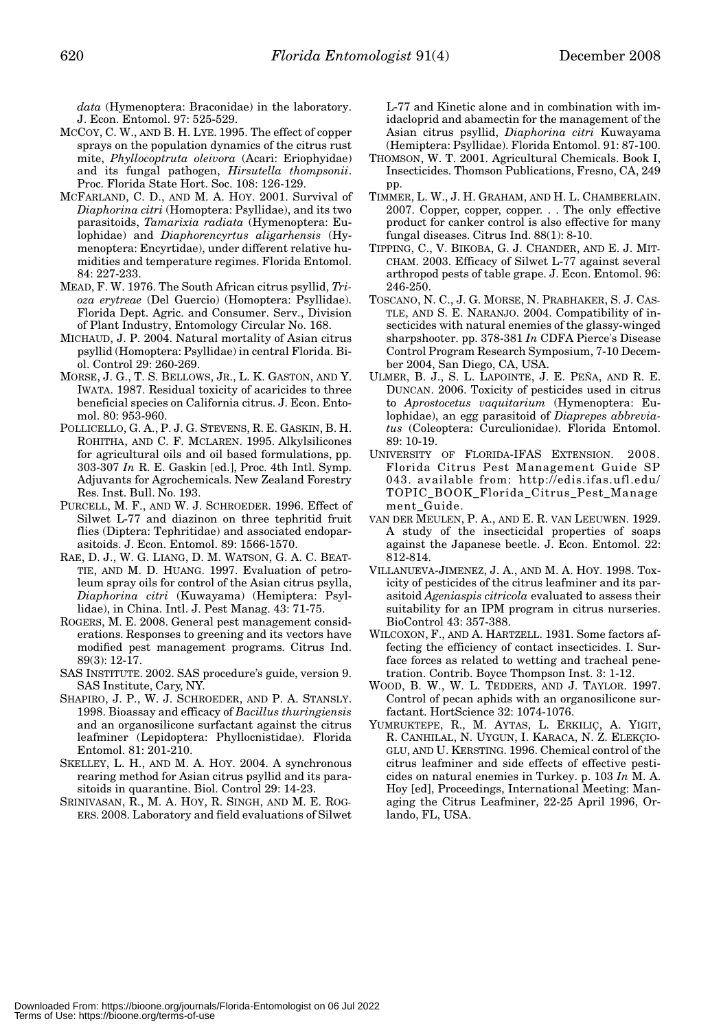*data* (Hymenoptera: Braconidae) in the laboratory. J. Econ. Entomol. 97: 525-529.

MCCOY, C. W., AND B. H. LYE. 1995. The effect of copper sprays on the population dynamics of the citrus rust mite, *Phyllocoptruta oleivora* (Acari: Eriophyidae) and its fungal pathogen, *Hirsutella thompsonii*. Proc. Florida State Hort. Soc. 108: 126-129.

MCFARLAND, C. D., AND M. A. HOY. 2001. Survival of *Diaphorina citri* (Homoptera: Psyllidae), and its two parasitoids, *Tamarixia radiata* (Hymenoptera: Eulophidae) and *Diaphorencyrtus aligarhensis* (Hymenoptera: Encyrtidae), under different relative humidities and temperature regimes. Florida Entomol. 84: 227-233.

MEAD, F. W. 1976. The South African citrus psyllid, *Trioza erytreae* (Del Guercio) (Homoptera: Psyllidae). Florida Dept. Agric. and Consumer. Serv., Division of Plant Industry, Entomology Circular No. 168.

MICHAUD, J. P. 2004. Natural mortality of Asian citrus psyllid (Homoptera: Psyllidae) in central Florida. Biol. Control 29: 260-269.

MORSE, J. G., T. S. BELLOWS, JR., L. K. GASTON, AND Y. IWATA. 1987. Residual toxicity of acaricides to three beneficial species on California citrus. J. Econ. Entomol. 80: 953-960.

POLLICELLO, G. A., P. J. G. STEVENS, R. E. GASKIN, B. H. ROHITHA, AND C. F. MCLAREN. 1995. Alkylsilicones for agricultural oils and oil based formulations, pp. 303-307 *In* R. E. Gaskin [ed.], Proc. 4th Intl. Symp. Adjuvants for Agrochemicals. New Zealand Forestry Res. Inst. Bull. No. 193.

PURCELL, M. F., AND W. J. SCHROEDER. 1996. Effect of Silwet L-77 and diazinon on three tephritid fruit flies (Diptera: Tephritidae) and associated endoparasitoids. J. Econ. Entomol. 89: 1566-1570.

RAE, D. J., W. G. LIANG, D. M. WATSON, G. A. C. BEATTIE, AND M. D. HUANG. 1997. Evaluation of petroleum spray oils for control of the Asian citrus psylla, *Diaphorina citri* (Kuwayama) (Hemiptera: Psyllidae), in China. Intl. J. Pest Manag. 43: 71-75.

ROGERS, M. E. 2008. General pest management considerations. Responses to greening and its vectors have modified pest management programs. Citrus Ind. 89(3): 12-17.

SAS INSTITUTE. 2002. SAS procedure's guide, version 9. SAS Institute, Cary, NY.

SHAPIRO, J. P., W. J. SCHROEDER, AND P. A. STANSLY. 1998. Bioassay and efficacy of *Bacillus thuringiensis* and an organosilicone surfactant against the citrus leafminer (Lepidoptera: Phyllocnistidae). Florida Entomol. 81: 201-210.

SKELLEY, L. H., AND M. A. HOY. 2004. A synchronous rearing method for Asian citrus psyllid and its parasitoids in quarantine. Biol. Control 29: 14-23.

SRINIVASAN, R., M. A. HOY, R. SINGH, AND M. E. ROGERS. 2008. Laboratory and field evaluations of Silwet L-77 and Kinetic alone and in combination with imidacloprid and abamectin for the management of the Asian citrus psyllid, *Diaphorina citri* Kuwayama (Hemiptera: Psyllidae). Florida Entomol. 91: 87-100.

THOMSON, W. T. 2001. Agricultural Chemicals. Book I, Insecticides. Thomson Publications, Fresno, CA, 249 pp.

TIMMER, L. W., J. H. GRAHAM, AND H. L. CHAMBERLAIN. 2007. Copper, copper, copper. . . The only effective product for canker control is also effective for many fungal diseases. Citrus Ind. 88(1): 8-10.

TIPPING, C., V. BIKOBA, G. J. CHANDER, AND E. J. MITCHAM. 2003. Efficacy of Silwet L-77 against several arthropod pests of table grape. J. Econ. Entomol. 96: 246-250.

TOSCANO, N. C., J. G. MORSE, N. PRABHAKER, S. J. CASTLE, AND S. E. NARANJO. 2004. Compatibility of insecticides with natural enemies of the glassy-winged sharpshooter. pp. 378-381 *In* CDFA Pierce's Disease Control Program Research Symposium, 7-10 December 2004, San Diego, CA, USA.

ULMER, B. J., S. L. LAPOINTE, J. E. PEÑA, AND R. E. DUNCAN. 2006. Toxicity of pesticides used in citrus to *Aprostocetus vaquitarium* (Hymenoptera: Eulophidae), an egg parasitoid of *Diaprepes abbreviatus* (Coleoptera: Curculionidae). Florida Entomol. 89: 10-19.

UNIVERSITY OF FLORIDA-IFAS EXTENSION. 2008. Florida Citrus Pest Management Guide SP 043. available from: http://edis.ifas.ufl.edu/TOPIC_BOOK_Florida_Citrus_Pest_Management_Guide.

VAN DER MEULEN, P. A., AND E. R. VAN LEEUWEN. 1929. A study of the insecticidal properties of soaps against the Japanese beetle. J. Econ. Entomol. 22: 812-814.

VILLANUEVA-JIMENEZ, J. A., AND M. A. HOY. 1998. Toxicity of pesticides of the citrus leafminer and its parasitoid *Ageniaspis citricola* evaluated to assess their suitability for an IPM program in citrus nurseries. BioControl 43: 357-388.

WILCOXON, F., AND A. HARTZELL. 1931. Some factors affecting the efficiency of contact insecticides. I. Surface forces as related to wetting and tracheal penetration. Contrib. Boyce Thompson Inst. 3: 1-12.

WOOD, B. W., W. L. TEDDERS, AND J. TAYLOR. 1997. Control of pecan aphids with an organosilicone surfactant. HortScience 32: 1074-1076.

YUMRUKTEPE, R., M. AYTAS, L. ERKILIÇ, A. YIGIT, R. CANHILAL, N. UYGUN, I. KARACA, N. Z. ELEKÇIOGLU, AND U. KERSTING. 1996. Chemical control of the citrus leafminer and side effects of effective pesticides on natural enemies in Turkey. p. 103 *In* M. A. Hoy [ed], Proceedings, International Meeting: Managing the Citrus Leafminer, 22-25 April 1996, Orlando, FL, USA.